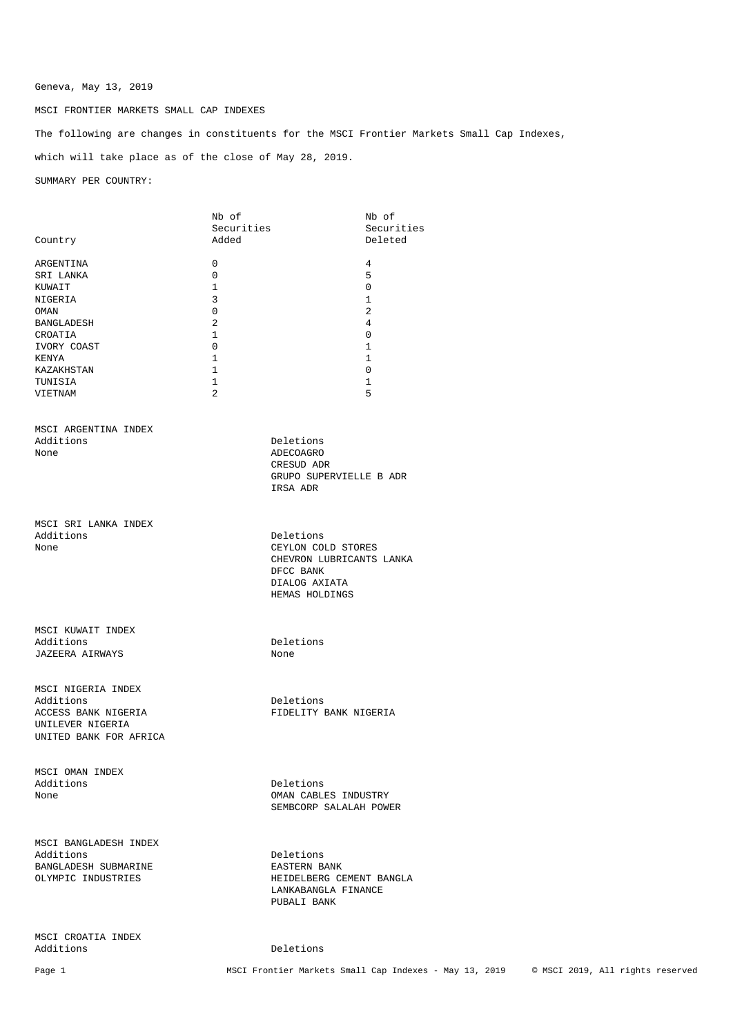Geneva, May 13, 2019

MSCI FRONTIER MARKETS SMALL CAP INDEXES

The following are changes in constituents for the MSCI Frontier Markets Small Cap Indexes, which will take place as of the close of May 28, 2019.

SUMMARY PER COUNTRY:

| Country | Nb of Securities Added | Nb of Securities Deleted |
|---|---|---|
| ARGENTINA | 0 | 4 |
| SRI LANKA | 0 | 5 |
| KUWAIT | 1 | 0 |
| NIGERIA | 3 | 1 |
| OMAN | 0 | 2 |
| BANGLADESH | 2 | 4 |
| CROATIA | 1 | 0 |
| IVORY COAST | 0 | 1 |
| KENYA | 1 | 1 |
| KAZAKHSTAN | 1 | 0 |
| TUNISIA | 1 | 1 |
| VIETNAM | 2 | 5 |

MSCI ARGENTINA INDEX

| Additions | Deletions |
|---|---|
| None | ADECOAGRO |
| | CRESUD ADR |
| | GRUPO SUPERVIELLE B ADR |
| | IRSA ADR |

MSCI SRI LANKA INDEX

| Additions | Deletions |
|---|---|
| None | CEYLON COLD STORES |
| | CHEVRON LUBRICANTS LANKA |
| | DFCC BANK |
| | DIALOG AXIATA |
| | HEMAS HOLDINGS |

MSCI KUWAIT INDEX

| Additions | Deletions |
|---|---|
| JAZEERA AIRWAYS | None |

MSCI NIGERIA INDEX

| Additions | Deletions |
|---|---|
| ACCESS BANK NIGERIA | FIDELITY BANK NIGERIA |
| UNILEVER NIGERIA | |
| UNITED BANK FOR AFRICA | |

MSCI OMAN INDEX

| Additions | Deletions |
|---|---|
| None | OMAN CABLES INDUSTRY |
| | SEMBCORP SALALAH POWER |

MSCI BANGLADESH INDEX

| Additions | Deletions |
|---|---|
| BANGLADESH SUBMARINE | EASTERN BANK |
| OLYMPIC INDUSTRIES | HEIDELBERG CEMENT BANGLA |
| | LANKABANGLA FINANCE |
| | PUBALI BANK |

MSCI CROATIA INDEX

| Additions | Deletions |
|---|---|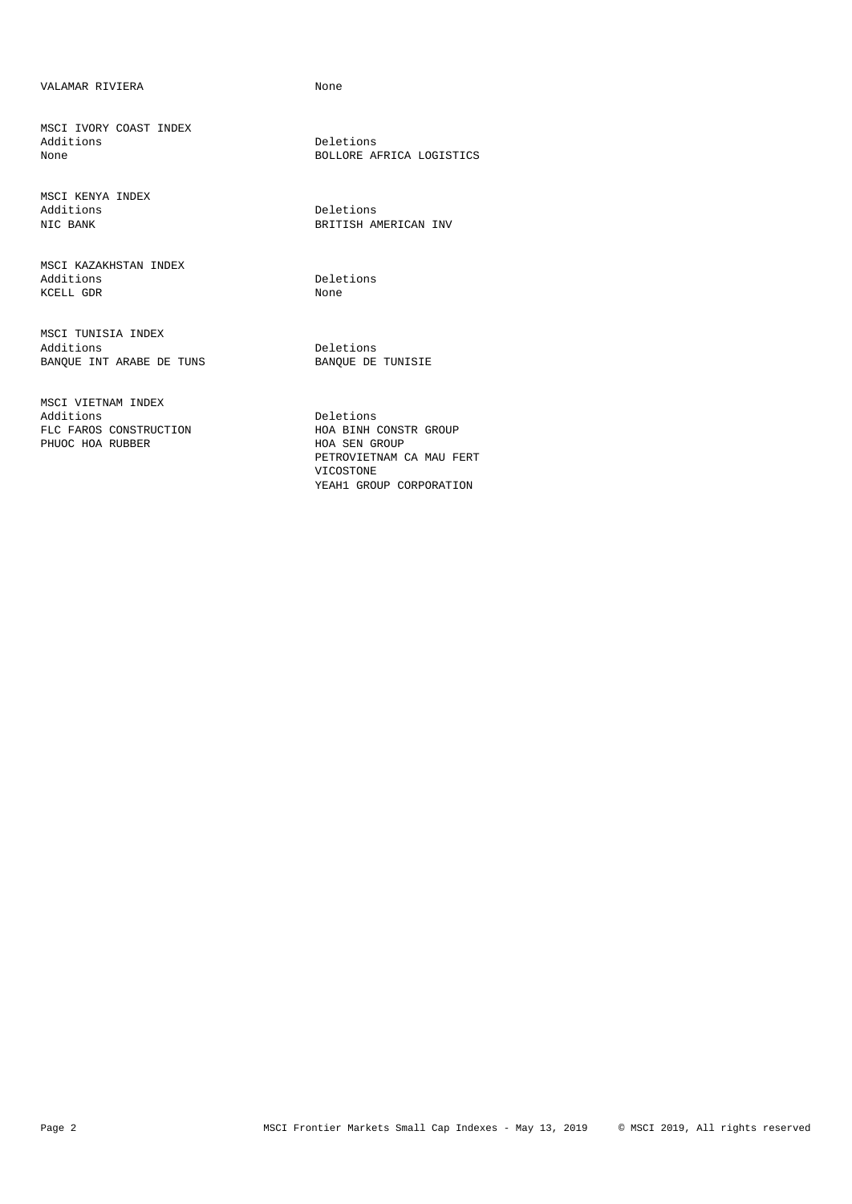| VALAMAR RIVIERA | None |
| --- | --- |

**MSCI IVORY COAST INDEX**

| Additions | Deletions |
| --- | --- |
| None | BOLLORE AFRICA LOGISTICS |

**MSCI KENYA INDEX**

| Additions | Deletions |
| --- | --- |
| NIC BANK | BRITISH AMERICAN INV |

**MSCI KAZAKHSTAN INDEX**

| Additions | Deletions |
| --- | --- |
| KCELL GDR | None |

**MSCI TUNISIA INDEX**

| Additions | Deletions |
| --- | --- |
| BANQUE INT ARABE DE TUNS | BANQUE DE TUNISIE |

**MSCI VIETNAM INDEX**

| Additions | Deletions |
| --- | --- |
| FLC FAROS CONSTRUCTION | HOA BINH CONSTR GROUP |
| PHUOC HOA RUBBER | HOA SEN GROUP |
| | PETROVIETNAM CA MAU FERT |
| | VICOSTONE |
| | YEAH1 GROUP CORPORATION |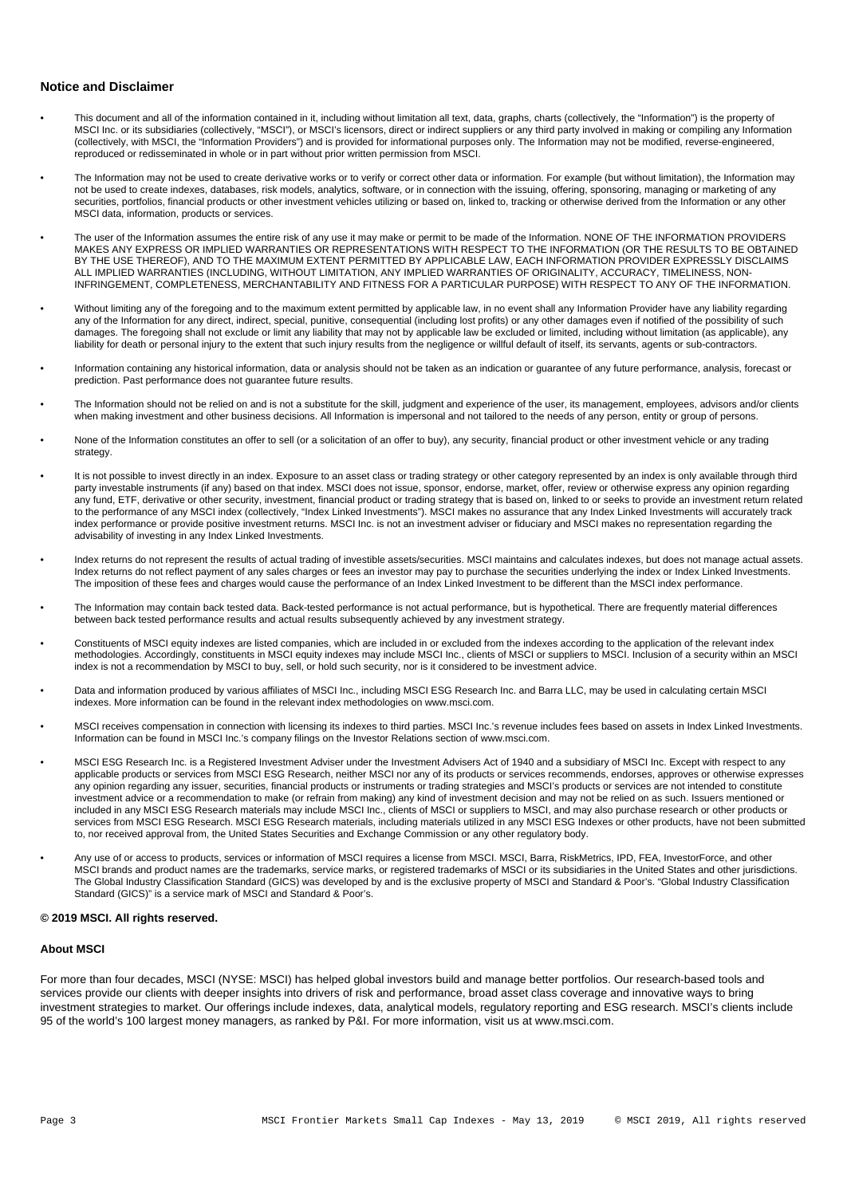**Notice and Disclaimer**

- This document and all of the information contained in it, including without limitation all text, data, graphs, charts (collectively, the "Information") is the property of MSCI Inc. or its subsidiaries (collectively, "MSCI"), or MSCI's licensors, direct or indirect suppliers or any third party involved in making or compiling any Information (collectively, with MSCI, the "Information Providers") and is provided for informational purposes only. The Information may not be modified, reverse-engineered, reproduced or redisseminated in whole or in part without prior written permission from MSCI.

- The Information may not be used to create derivative works or to verify or correct other data or information. For example (but without limitation), the Information may not be used to create indexes, databases, risk models, analytics, software, or in connection with the issuing, offering, sponsoring, managing or marketing of any securities, portfolios, financial products or other investment vehicles utilizing or based on, linked to, tracking or otherwise derived from the Information or any other MSCI data, information, products or services.

- The user of the Information assumes the entire risk of any use it may make or permit to be made of the Information. NONE OF THE INFORMATION PROVIDERS MAKES ANY EXPRESS OR IMPLIED WARRANTIES OR REPRESENTATIONS WITH RESPECT TO THE INFORMATION (OR THE RESULTS TO BE OBTAINED BY THE USE THEREOF), AND TO THE MAXIMUM EXTENT PERMITTED BY APPLICABLE LAW, EACH INFORMATION PROVIDER EXPRESSLY DISCLAIMS ALL IMPLIED WARRANTIES (INCLUDING, WITHOUT LIMITATION, ANY IMPLIED WARRANTIES OF ORIGINALITY, ACCURACY, TIMELINESS, NON-INFRINGEMENT, COMPLETENESS, MERCHANTABILITY AND FITNESS FOR A PARTICULAR PURPOSE) WITH RESPECT TO ANY OF THE INFORMATION.

- Without limiting any of the foregoing and to the maximum extent permitted by applicable law, in no event shall any Information Provider have any liability regarding any of the Information for any direct, indirect, special, punitive, consequential (including lost profits) or any other damages even if notified of the possibility of such damages. The foregoing shall not exclude or limit any liability that may not by applicable law be excluded or limited, including without limitation (as applicable), any liability for death or personal injury to the extent that such injury results from the negligence or willful default of itself, its servants, agents or sub-contractors.

- Information containing any historical information, data or analysis should not be taken as an indication or guarantee of any future performance, analysis, forecast or prediction. Past performance does not guarantee future results.

- The Information should not be relied on and is not a substitute for the skill, judgment and experience of the user, its management, employees, advisors and/or clients when making investment and other business decisions. All Information is impersonal and not tailored to the needs of any person, entity or group of persons.

- None of the Information constitutes an offer to sell (or a solicitation of an offer to buy), any security, financial product or other investment vehicle or any trading strategy.

- It is not possible to invest directly in an index. Exposure to an asset class or trading strategy or other category represented by an index is only available through third party investable instruments (if any) based on that index. MSCI does not issue, sponsor, endorse, market, offer, review or otherwise express any opinion regarding any fund, ETF, derivative or other security, investment, financial product or trading strategy that is based on, linked to or seeks to provide an investment return related to the performance of any MSCI index (collectively, "Index Linked Investments"). MSCI makes no assurance that any Index Linked Investments will accurately track index performance or provide positive investment returns. MSCI Inc. is not an investment adviser or fiduciary and MSCI makes no representation regarding the advisability of investing in any Index Linked Investments.

- Index returns do not represent the results of actual trading of investible assets/securities. MSCI maintains and calculates indexes, but does not manage actual assets. Index returns do not reflect payment of any sales charges or fees an investor may pay to purchase the securities underlying the index or Index Linked Investments. The imposition of these fees and charges would cause the performance of an Index Linked Investment to be different than the MSCI index performance.

- The Information may contain back tested data. Back-tested performance is not actual performance, but is hypothetical. There are frequently material differences between back tested performance results and actual results subsequently achieved by any investment strategy.

- Constituents of MSCI equity indexes are listed companies, which are included in or excluded from the indexes according to the application of the relevant index methodologies. Accordingly, constituents in MSCI equity indexes may include MSCI Inc., clients of MSCI or suppliers to MSCI. Inclusion of a security within an MSCI index is not a recommendation by MSCI to buy, sell, or hold such security, nor is it considered to be investment advice.

- Data and information produced by various affiliates of MSCI Inc., including MSCI ESG Research Inc. and Barra LLC, may be used in calculating certain MSCI indexes. More information can be found in the relevant index methodologies on www.msci.com.

- MSCI receives compensation in connection with licensing its indexes to third parties. MSCI Inc.'s revenue includes fees based on assets in Index Linked Investments. Information can be found in MSCI Inc.'s company filings on the Investor Relations section of www.msci.com.

- MSCI ESG Research Inc. is a Registered Investment Adviser under the Investment Advisers Act of 1940 and a subsidiary of MSCI Inc. Except with respect to any applicable products or services from MSCI ESG Research, neither MSCI nor any of its products or services recommends, endorses, approves or otherwise expresses any opinion regarding any issuer, securities, financial products or instruments or trading strategies and MSCI's products or services are not intended to constitute investment advice or a recommendation to make (or refrain from making) any kind of investment decision and may not be relied on as such. Issuers mentioned or included in any MSCI ESG Research materials may include MSCI Inc., clients of MSCI or suppliers to MSCI, and may also purchase research or other products or services from MSCI ESG Research. MSCI ESG Research materials, including materials utilized in any MSCI ESG Indexes or other products, have not been submitted to, nor received approval from, the United States Securities and Exchange Commission or any other regulatory body.

- Any use of or access to products, services or information of MSCI requires a license from MSCI. MSCI, Barra, RiskMetrics, IPD, FEA, InvestorForce, and other MSCI brands and product names are the trademarks, service marks, or registered trademarks of MSCI or its subsidiaries in the United States and other jurisdictions. The Global Industry Classification Standard (GICS) was developed by and is the exclusive property of MSCI and Standard & Poor's. "Global Industry Classification Standard (GICS)" is a service mark of MSCI and Standard & Poor's.

**© 2019 MSCI. All rights reserved.**

**About MSCI**

For more than four decades, MSCI (NYSE: MSCI) has helped global investors build and manage better portfolios. Our research-based tools and services provide our clients with deeper insights into drivers of risk and performance, broad asset class coverage and innovative ways to bring investment strategies to market. Our offerings include indexes, data, analytical models, regulatory reporting and ESG research. MSCI's clients include 95 of the world's 100 largest money managers, as ranked by P&I. For more information, visit us at www.msci.com.